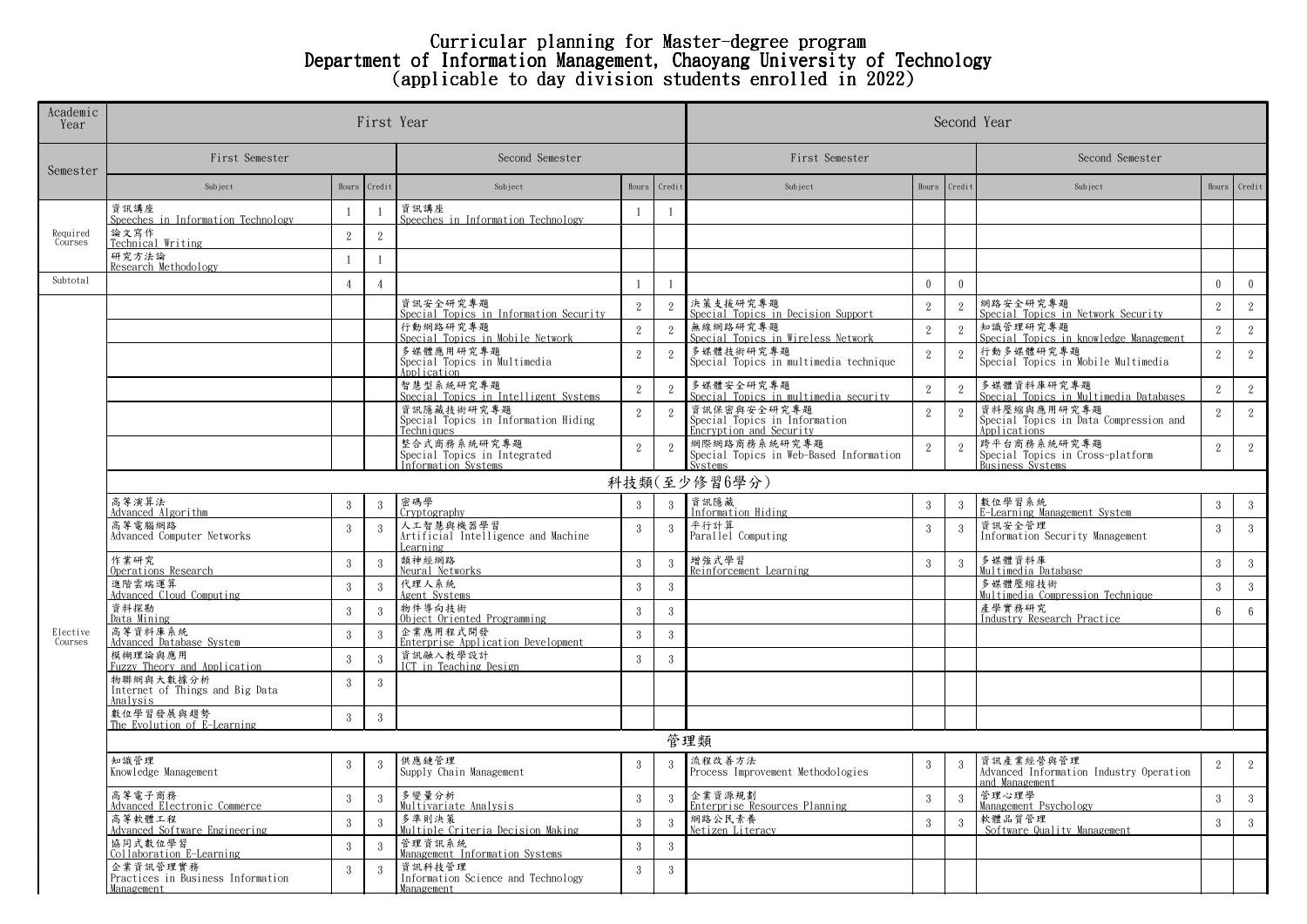# Curricular planning for Master-degree program
# Department of Information Management, Chaoyang University of Technology
# (applicable to day division students enrolled in 2022)

| Academic Year | First Year | | | | | | Second Year | | | | | |
|---|---|---|---|---|---|---|---|---|---|---|---|---|
| Semester | First Semester | | | Second Semester | | | First Semester | | | Second Semester | | |
| | Subject | Hours | Credit | Subject | Hours | Credit | Subject | Hours | Credit | Subject | Hours | Credit |
| Required Courses | 資訊講座 Speeches in Information Technology | 1 | 1 | 資訊講座 Speeches in Information Technology | 1 | 1 | | | | | | |
| | 論文寫作 Technical Writing | 2 | 2 | | | | | | | | | |
| | 研究方法論 Research Methodology | 1 | 1 | | | | | | | | | |
| Subtotal | | 4 | 4 | | 1 | 1 | | 0 | 0 | | 0 | 0 |
| Elective Courses | | | | 資訊安全研究專題 Special Topics in Information Security | 2 | 2 | 決策支援研究專題 Special Topics in Decision Support | 2 | 2 | 網路安全研究專題 Special Topics in Network Security | 2 | 2 |
| | | | | 行動網路研究專題 Special Topics in Mobile Network | 2 | 2 | 無線網路研究專題 Special Topics in Wireless Network | 2 | 2 | 知識管理研究專題 Special Topics in knowledge Management | 2 | 2 |
| | | | | 多媒體應用研究專題 Special Topics in Multimedia Application | 2 | 2 | 多媒體技術研究專題 Special Topics in multimedia technique | 2 | 2 | 行動多媒體研究專題 Special Topics in Mobile Multimedia | 2 | 2 |
| | | | | 智慧型系統研究專題 Special Topics in Intelligent Systems | 2 | 2 | 多媒體安全研究專題 Special Topics in multimedia security | 2 | 2 | 多媒體資料庫研究專題 Special Topics in Multimedia Databases | 2 | 2 |
| | | | | 資訊隱藏技術研究專題 Special Topics in Information Hiding Techniques | 2 | 2 | 資訊保密與安全研究專題 Special Topics in Information Encryption and Security | 2 | 2 | 資料壓縮與應用研究專題 Special Topics in Data Compression and Applications | 2 | 2 |
| | | | | 整合式商務系統研究專題 Special Topics in Integrated Information Systems | 2 | 2 | 網際網路商務系統研究專題 Special Topics in Web-Based Information Systems | 2 | 2 | 跨平台商務系統研究專題 Special Topics in Cross-platform Business Systems | 2 | 2 |
| | 科技類(至少修習6學分) | | | | | | | | | | | |
| | 高等演算法 Advanced Algorithm | 3 | 3 | 密碼學 Cryptography | 3 | 3 | 資訊隱藏 Information Hiding | 3 | 3 | 數位學習系統 E-Learning Management System | 3 | 3 |
| | 高等電腦網路 Advanced Computer Networks | 3 | 3 | 人工智慧與機器學習 Artificial Intelligence and Machine Learning | 3 | 3 | 平行計算 Parallel Computing | 3 | 3 | 資訊安全管理 Information Security Management | 3 | 3 |
| | 作業研究 Operations Research | 3 | 3 | 類神經網路 Neural Networks | 3 | 3 | 增強式學習 Reinforcement Learning | 3 | 3 | 多媒體資料庫 Multimedia Database | 3 | 3 |
| | 進階雲端運算 Advanced Cloud Computing | 3 | 3 | 代理人系統 Agent Systems | 3 | 3 | | | | 多媒體壓縮技術 Multimedia Compression Technique | 3 | 3 |
| | 資料探勘 Data Mining | 3 | 3 | 物件導向技術 Object Oriented Programming | 3 | 3 | | | | 產學實務研究 Industry Research Practice | 6 | 6 |
| | 高等資料庫系統 Advanced Database System | 3 | 3 | 企業應用程式開發 Enterprise Application Development | 3 | 3 | | | | | | |
| | 模糊理論與應用 Fuzzy Theory and Application | 3 | 3 | 資訊融入教學設計 ICT in Teaching Design | 3 | 3 | | | | | | |
| | 物聯網與大數據分析 Internet of Things and Big Data Analysis | 3 | 3 | | | | | | | | | |
| | 數位學習發展與趨勢 The Evolution of E-Learning | 3 | 3 | | | | | | | | | |
| | 管理類 | | | | | | | | | | | |
| | 知識管理 Knowledge Management | 3 | 3 | 供應鏈管理 Supply Chain Management | 3 | 3 | 流程改善方法 Process Improvement Methodologies | 3 | 3 | 資訊產業經營與管理 Advanced Information Industry Operation and Management | 2 | 2 |
| | 高等電子商務 Advanced Electronic Commerce | 3 | 3 | 多變量分析 Multivariate Analysis | 3 | 3 | 企業資源規劃 Enterprise Resources Planning | 3 | 3 | 管理心理學 Management Psychology | 3 | 3 |
| | 高等軟體工程 Advanced Software Engineering | 3 | 3 | 多準則決策 Multiple Criteria Decision Making | 3 | 3 | 網路公民素養 Netizen Literacy | 3 | 3 | 軟體品質管理 Software Quality Management | 3 | 3 |
| | 協同式數位學習 Collaboration E-Learning | 3 | 3 | 管理資訊系統 Management Information Systems | 3 | 3 | | | | | | |
| | 企業資訊管理實務 Practices in Business Information Management | 3 | 3 | 資訊科技管理 Information Science and Technology Management | 3 | 3 | | | | | | |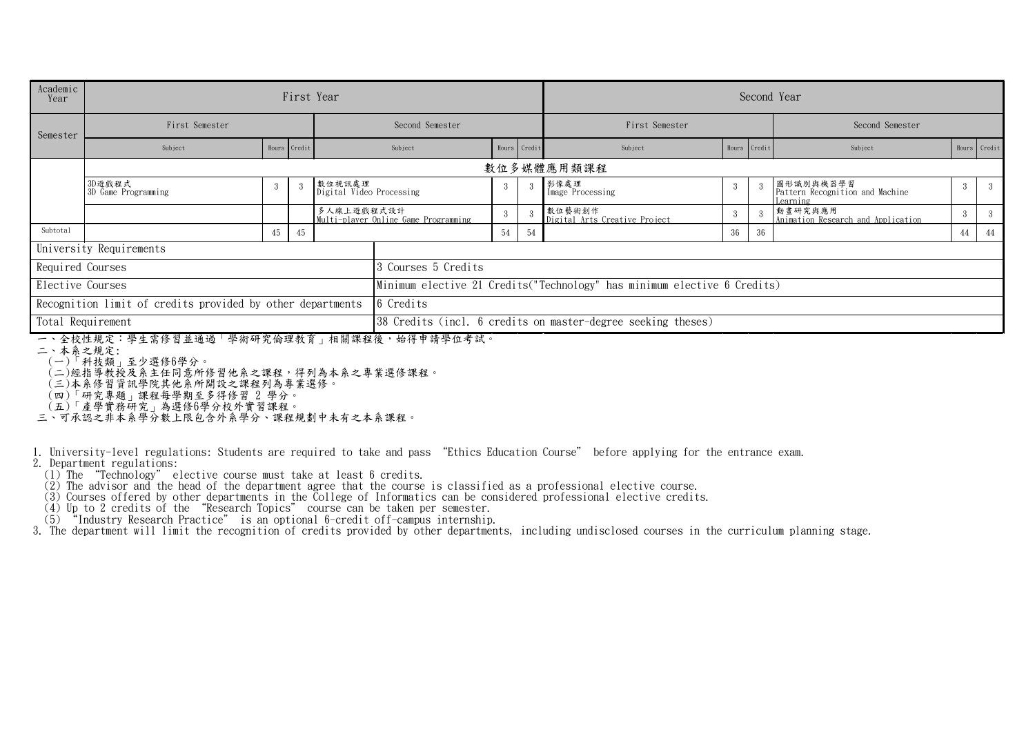| Academic Year | First Year | | | | | | Second Year | | | | | |
|---|---|---|---|---|---|---|---|---|---|---|---|---|
| Semester | First Semester | | | Second Semester | | | First Semester | | | Second Semester | | |
| | Subject | Hours | Credit | Subject | Hours | Credit | Subject | Hours | Credit | Subject | Hours | Credit |
| | 數位多媒體應用類課程 | | | | | | | | | | | |
| | 3D遊戲程式 3D Game Programming | 3 | 3 | 數位視訊處理 Digital Video Processing | 3 | 3 | 影像處理 Image Processing | 3 | 3 | 圖形識別與機器學習 Pattern Recognition and Machine Learning | 3 | 3 |
| | | | | 多人線上遊戲程式設計 Multi-player Online Game Programming | 3 | 3 | 數位藝術創作 Digital Arts Creative Project | 3 | 3 | 動畫研究與應用 Animation Research and Application | 3 | 3 |
| Subtotal | | 45 | 45 | | 54 | 54 | | 36 | 36 | | 44 | 44 |

| | |
|---|---|
| University Requirements | |
| Required Courses | 3 Courses 5 Credits |
| Elective Courses | Minimum elective 21 Credits("Technology" has minimum elective 6 Credits) |
| Recognition limit of credits provided by other departments | 6 Credits |
| Total Requirement | 38 Credits (incl. 6 credits on master-degree seeking theses) |

一、全校性規定：學生需修習並通過「學術研究倫理教育」相關課程後，始得申請學位考試。

二、本系之規定:

(一)「科技類」至少選修6學分。

(二)經指導教授及系主任同意所修習他系之課程，得列為本系之專業選修課程。

(三)本系修習資訊學院其他系所開設之課程列為專業選修。

(四)「研究專題」課程每學期至多得修習 2 學分。

(五)「產學實務研究」為選修6學分校外實習課程。

三、可承認之非本系學分數上限包含外系學分、課程規劃中未有之本系課程。

1. University-level regulations: Students are required to take and pass "Ethics Education Course" before applying for the entrance exam.
2. Department regulations:
   (1) The "Technology" elective course must take at least 6 credits.
   (2) The advisor and the head of the department agree that the course is classified as a professional elective course.
   (3) Courses offered by other departments in the College of Informatics can be considered professional elective credits.
   (4) Up to 2 credits of the "Research Topics" course can be taken per semester.
   (5) "Industry Research Practice" is an optional 6-credit off-campus internship.
3. The department will limit the recognition of credits provided by other departments, including undisclosed courses in the curriculum planning stage.